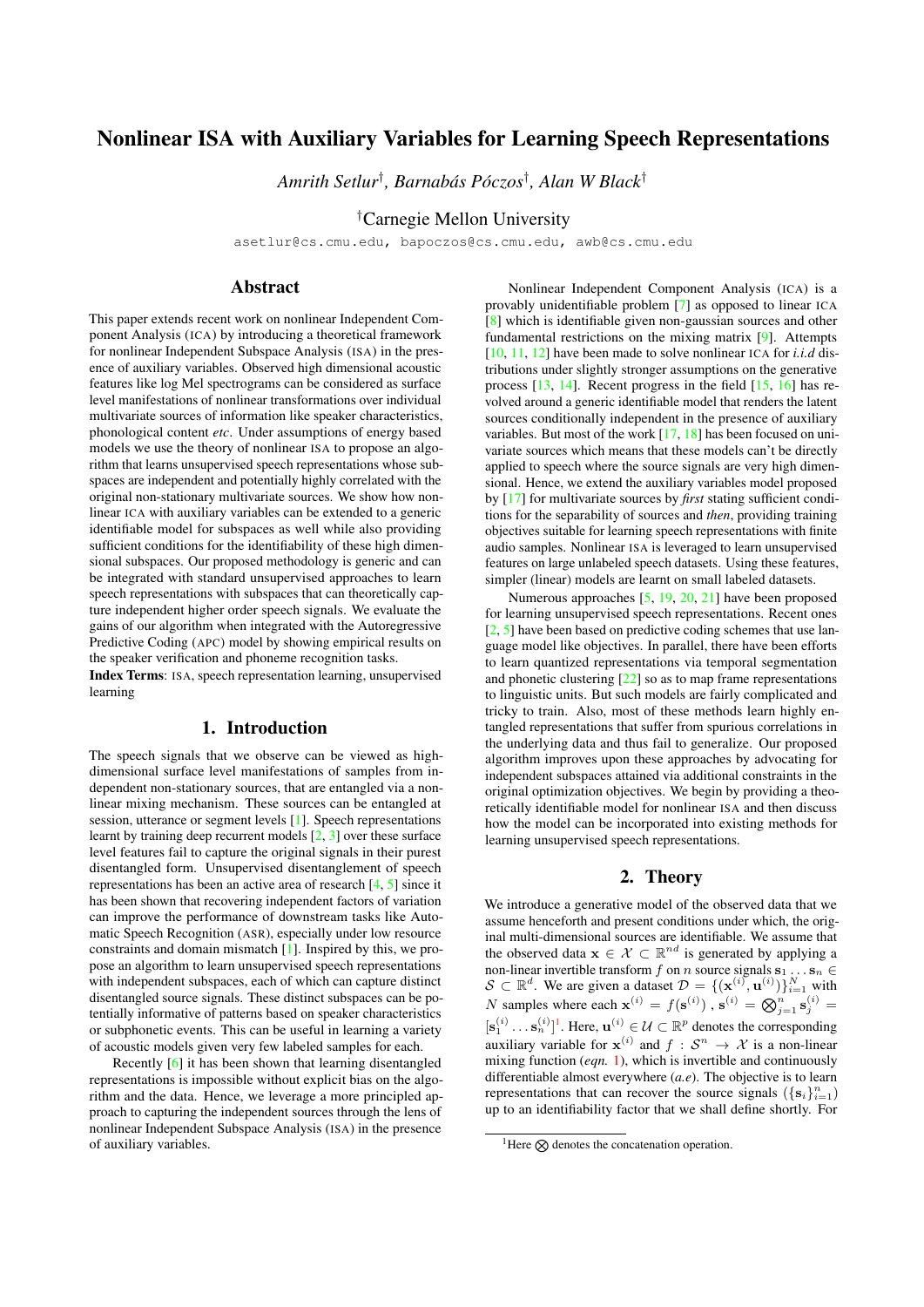# Nonlinear ISA with Auxiliary Variables for Learning Speech Representations

*Amrith Setlur*[†]*, Barnabás Póczos*[†]*, Alan W Black*[†]

[†]Carnegie Mellon University

asetlur@cs.cmu.edu, bapoczos@cs.cmu.edu, awb@cs.cmu.edu

## Abstract

This paper extends recent work on nonlinear Independent Component Analysis (ICA) by introducing a theoretical framework for nonlinear Independent Subspace Analysis (ISA) in the presence of auxiliary variables. Observed high dimensional acoustic features like log Mel spectrograms can be considered as surface level manifestations of nonlinear transformations over individual multivariate sources of information like speaker characteristics, phonological content *etc*. Under assumptions of energy based models we use the theory of nonlinear ISA to propose an algorithm that learns unsupervised speech representations whose subspaces are independent and potentially highly correlated with the original non-stationary multivariate sources. We show how nonlinear ICA with auxiliary variables can be extended to a generic identifiable model for subspaces as well while also providing sufficient conditions for the identifiability of these high dimensional subspaces. Our proposed methodology is generic and can be integrated with standard unsupervised approaches to learn speech representations with subspaces that can theoretically capture independent higher order speech signals. We evaluate the gains of our algorithm when integrated with the Autoregressive Predictive Coding (APC) model by showing empirical results on the speaker verification and phoneme recognition tasks.

**Index Terms**: ISA, speech representation learning, unsupervised learning

## 1. Introduction

The speech signals that we observe can be viewed as high-dimensional surface level manifestations of samples from independent non-stationary sources, that are entangled via a nonlinear mixing mechanism. These sources can be entangled at session, utterance or segment levels [1]. Speech representations learnt by training deep recurrent models [2, 3] over these surface level features fail to capture the original signals in their purest disentangled form. Unsupervised disentanglement of speech representations has been an active area of research [4, 5] since it has been shown that recovering independent factors of variation can improve the performance of downstream tasks like Automatic Speech Recognition (ASR), especially under low resource constraints and domain mismatch [1]. Inspired by this, we propose an algorithm to learn unsupervised speech representations with independent subspaces, each of which can capture distinct disentangled source signals. These distinct subspaces can be potentially informative of patterns based on speaker characteristics or subphonetic events. This can be useful in learning a variety of acoustic models given very few labeled samples for each.

Recently [6] it has been shown that learning disentangled representations is impossible without explicit bias on the algorithm and the data. Hence, we leverage a more principled approach to capturing the independent sources through the lens of nonlinear Independent Subspace Analysis (ISA) in the presence of auxiliary variables.

Nonlinear Independent Component Analysis (ICA) is a provably unidentifiable problem [7] as opposed to linear ICA [8] which is identifiable given non-gaussian sources and other fundamental restrictions on the mixing matrix [9]. Attempts [10, 11, 12] have been made to solve nonlinear ICA for *i.i.d* distributions under slightly stronger assumptions on the generative process [13, 14]. Recent progress in the field [15, 16] has revolved around a generic identifiable model that renders the latent sources conditionally independent in the presence of auxiliary variables. But most of the work [17, 18] has been focused on univariate sources which means that these models can't be directly applied to speech where the source signals are very high dimensional. Hence, we extend the auxiliary variables model proposed by [17] for multivariate sources by *first* stating sufficient conditions for the separability of sources and *then*, providing training objectives suitable for learning speech representations with finite audio samples. Nonlinear ISA is leveraged to learn unsupervised features on large unlabeled speech datasets. Using these features, simpler (linear) models are learnt on small labeled datasets.

Numerous approaches [5, 19, 20, 21] have been proposed for learning unsupervised speech representations. Recent ones [2, 5] have been based on predictive coding schemes that use language model like objectives. In parallel, there have been efforts to learn quantized representations via temporal segmentation and phonetic clustering [22] so as to map frame representations to linguistic units. But such models are fairly complicated and tricky to train. Also, most of these methods learn highly entangled representations that suffer from spurious correlations in the underlying data and thus fail to generalize. Our proposed algorithm improves upon these approaches by advocating for independent subspaces attained via additional constraints in the original optimization objectives. We begin by providing a theoretically identifiable model for nonlinear ISA and then discuss how the model can be incorporated into existing methods for learning unsupervised speech representations.

## 2. Theory

We introduce a generative model of the observed data that we assume henceforth and present conditions under which, the original multi-dimensional sources are identifiable. We assume that the observed data $\mathbf{x} \in \mathcal{X} \subset \mathbb{R}^{nd}$ is generated by applying a non-linear invertible transform $f$ on $n$ source signals $\mathbf{s}_1 \ldots \mathbf{s}_n \in \mathcal{S} \subset \mathbb{R}^d$. We are given a dataset $\mathcal{D} = \{(\mathbf{x}^{(i)}, \mathbf{u}^{(i)})\}_{i=1}^{N}$ with $N$ samples where each $\mathbf{x}^{(i)} = f(\mathbf{s}^{(i)})$ , $\mathbf{s}^{(i)} = \bigotimes_{j=1}^{n} \mathbf{s}_j^{(i)} = [\mathbf{s}_1^{(i)} \ldots \mathbf{s}_n^{(i)}]$[1]. Here, $\mathbf{u}^{(i)} \in \mathcal{U} \subset \mathbb{R}^p$ denotes the corresponding auxiliary variable for $\mathbf{x}^{(i)}$ and $f : \mathcal{S}^n \rightarrow \mathcal{X}$ is a non-linear mixing function (*eqn.* 1), which is invertible and continuously differentiable almost everywhere (*a.e*). The objective is to learn representations that can recover the source signals ($\{\mathbf{s}_i\}_{i=1}^{n}$) up to an identifiability factor that we shall define shortly. For

[1]Here $\bigotimes$ denotes the concatenation operation.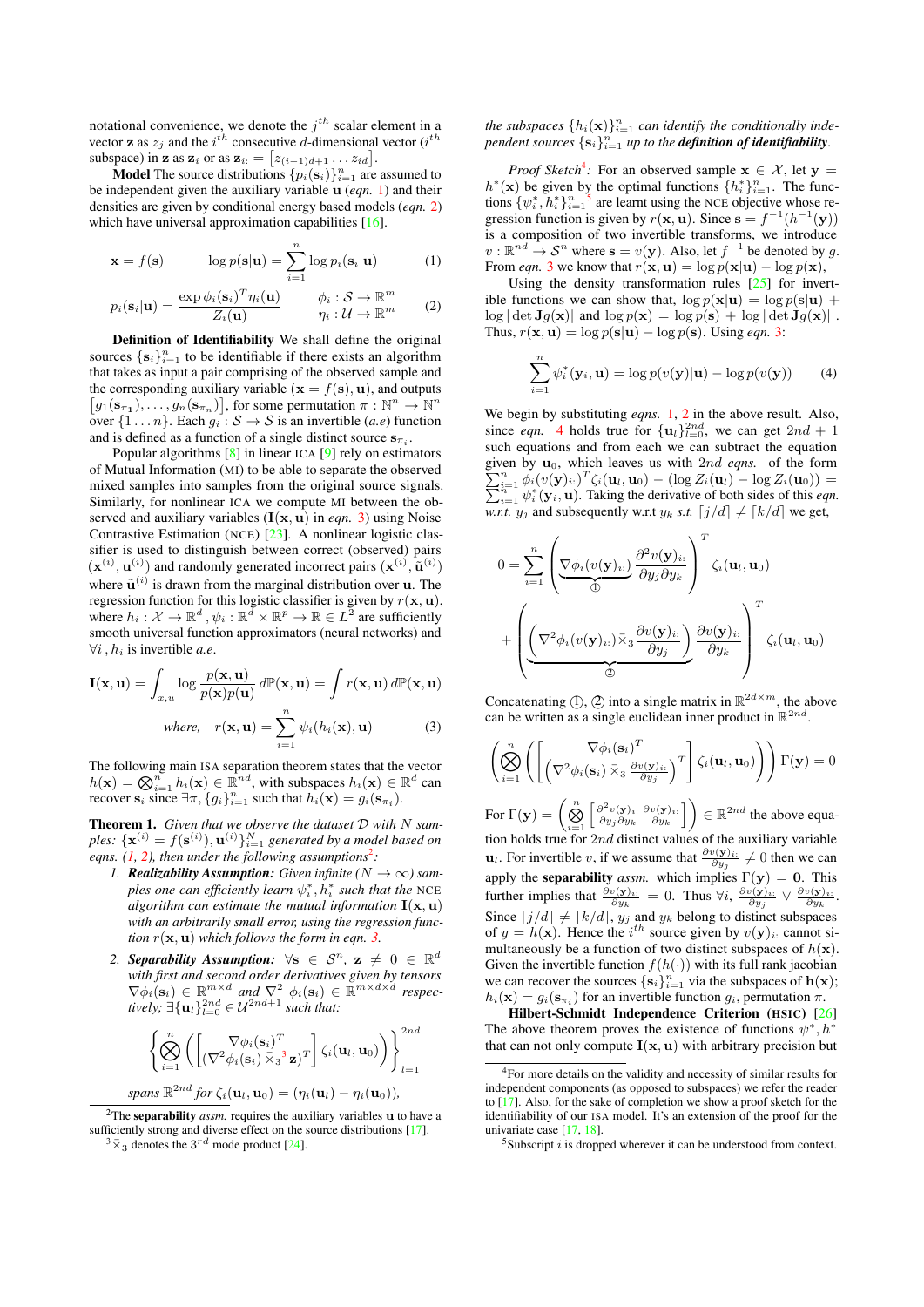notational convenience, we denote the $j^{th}$ scalar element in a vector $\mathbf{z}$ as $z_j$ and the $i^{th}$ consecutive $d$-dimensional vector ($i^{th}$ subspace) in $\mathbf{z}$ as $\mathbf{z}_i$ or as $\mathbf{z}_{i:} = \left[z_{(i-1)d+1} \dots z_{id}\right]$.

**Model** The source distributions $\{p_i(\mathbf{s}_i)\}_{i=1}^n$ are assumed to be independent given the auxiliary variable $\mathbf{u}$ (*eqn.* 1) and their densities are given by conditional energy based models (*eqn.* 2) which have universal approximation capabilities [16].

$$\mathbf{x} = f(\mathbf{s}) \qquad \log p(\mathbf{s}|\mathbf{u}) = \sum_{i=1}^{n} \log p_i(\mathbf{s}_i|\mathbf{u}) \tag{1}$$

$$p_i(\mathbf{s}_i|\mathbf{u}) = \frac{\exp \phi_i(\mathbf{s}_i)^T \eta_i(\mathbf{u})}{Z_i(\mathbf{u})} \qquad \begin{array}{l} \phi_i : \mathcal{S} \to \mathbb{R}^m \\ \eta_i : \mathcal{U} \to \mathbb{R}^m \end{array} \tag{2}$$

**Definition of Identifiability** We shall define the original sources $\{\mathbf{s}_i\}_{i=1}^n$ to be identifiable if there exists an algorithm that takes as input a pair comprising of the observed sample and the corresponding auxiliary variable ($\mathbf{x} = f(\mathbf{s}), \mathbf{u}$), and outputs $\left[g_1(\mathbf{s}_{\pi_1}), \dots, g_n(\mathbf{s}_{\pi_n})\right]$, for some permutation $\pi : \mathbb{N}^n \to \mathbb{N}^n$ over $\{1 \dots n\}$. Each $g_i : \mathcal{S} \to \mathcal{S}$ is an invertible (*a.e*) function and is defined as a function of a single distinct source $\mathbf{s}_{\pi_i}$.

Popular algorithms [8] in linear ICA [9] rely on estimators of Mutual Information (MI) to be able to separate the observed mixed samples into samples from the original source signals. Similarly, for nonlinear ICA we compute MI between the observed and auxiliary variables ($\mathbf{I}(\mathbf{x}, \mathbf{u})$ in *eqn.* 3) using Noise Contrastive Estimation (NCE) [23]. A nonlinear logistic classifier is used to distinguish between correct (observed) pairs $(\mathbf{x}^{(i)}, \mathbf{u}^{(i)})$ and randomly generated incorrect pairs $(\mathbf{x}^{(i)}, \tilde{\mathbf{u}}^{(i)})$ where $\tilde{\mathbf{u}}^{(i)}$ is drawn from the marginal distribution over $\mathbf{u}$. The regression function for this logistic classifier is given by $r(\mathbf{x}, \mathbf{u})$, where $h_i : \mathcal{X} \to \mathbb{R}^d, \psi_i : \mathbb{R}^d \times \mathbb{R}^p \to \mathbb{R} \in L^2$ are sufficiently smooth universal function approximators (neural networks) and $\forall i$, $h_i$ is invertible *a.e.*

$$\mathbf{I}(\mathbf{x}, \mathbf{u}) = \int_{x,u} \log \frac{p(\mathbf{x}, \mathbf{u})}{p(\mathbf{x})p(\mathbf{u})} \, d\mathbb{P}(\mathbf{x}, \mathbf{u}) = \int r(\mathbf{x}, \mathbf{u}) \, d\mathbb{P}(\mathbf{x}, \mathbf{u})$$

$$where, \quad r(\mathbf{x}, \mathbf{u}) = \sum_{i=1}^{n} \psi_i(h_i(\mathbf{x}), \mathbf{u}) \tag{3}$$

The following main ISA separation theorem states that the vector $h(\mathbf{x}) = \bigotimes_{i=1}^n h_i(\mathbf{x}) \in \mathbb{R}^{nd}$, with subspaces $h_i(\mathbf{x}) \in \mathbb{R}^d$ can recover $\mathbf{s}_i$ since $\exists \pi, \{g_i\}_{i=1}^n$ such that $h_i(\mathbf{x}) = g_i(\mathbf{s}_{\pi_i})$.

**Theorem 1.** *Given that we observe the dataset $\mathcal{D}$ with $N$ samples: $\{\mathbf{x}^{(i)} = f(\mathbf{s}^{(i)}), \mathbf{u}^{(i)}\}_{i=1}^N$ generated by a model based on eqns. (1, 2), then under the following assumptions[2]:*

1. ***Realizability Assumption:*** *Given infinite ($N \to \infty$) samples one can efficiently learn $\psi_i^*, h_i^*$ such that the NCE algorithm can estimate the mutual information $\mathbf{I}(\mathbf{x}, \mathbf{u})$ with an arbitrarily small error, using the regression function $r(\mathbf{x}, \mathbf{u})$ which follows the form in eqn. 3.*
2. ***Separability Assumption:*** *$\forall \mathbf{s} \in \mathcal{S}^n$, $\mathbf{z} \neq 0 \in \mathbb{R}^d$ with first and second order derivatives given by tensors $\nabla\phi_i(\mathbf{s}_i) \in \mathbb{R}^{m \times d}$ and $\nabla^2 \phi_i(\mathbf{s}_i) \in \mathbb{R}^{m \times d \times d}$ respectively; $\exists\{\mathbf{u}_l\}_{l=0}^{2nd} \in \mathcal{U}^{2nd+1}$ such that:*

$$\left\{ \bigotimes_{i=1}^{n} \left( \begin{bmatrix} \nabla\phi_i(\mathbf{s}_i)^T \\ (\nabla^2\phi_i(\mathbf{s}_i) \bar{\times}_3{}^3 \mathbf{z})^T \end{bmatrix} \zeta_i(\mathbf{u}_l, \mathbf{u}_0) \right) \right\}_{l=1}^{2nd}$$

*spans $\mathbb{R}^{2nd}$ for $\zeta_i(\mathbf{u}_l, \mathbf{u}_0) = (\eta_i(\mathbf{u}_l) - \eta_i(\mathbf{u}_0))$,*

*the subspaces $\{h_i(\mathbf{x})\}_{i=1}^n$ can identify the conditionally independent sources $\{\mathbf{s}_i\}_{i=1}^n$ up to the **definition of identifiability**.*

*Proof Sketch*[4]*:* For an observed sample $\mathbf{x} \in \mathcal{X}$, let $\mathbf{y} = h^*(\mathbf{x})$ be given by the optimal functions $\{h_i^*\}_{i=1}^n$. The functions $\{\psi_i^*, h_i^*\}_{i=1}^n$[5] are learnt using the NCE objective whose regression function is given by $r(\mathbf{x}, \mathbf{u})$. Since $\mathbf{s} = f^{-1}(h^{-1}(\mathbf{y}))$ is a composition of two invertible transforms, we introduce $v : \mathbb{R}^{nd} \to \mathcal{S}^n$ where $\mathbf{s} = v(\mathbf{y})$. Also, let $f^{-1}$ be denoted by $g$. From *eqn.* 3 we know that $r(\mathbf{x}, \mathbf{u}) = \log p(\mathbf{x}|\mathbf{u}) - \log p(\mathbf{x})$,

Using the density transformation rules [25] for invertible functions we can show that, $\log p(\mathbf{x}|\mathbf{u}) = \log p(\mathbf{s}|\mathbf{u}) + \log|\det \mathbf{J}g(\mathbf{x})|$ and $\log p(\mathbf{x}) = \log p(\mathbf{s}) + \log|\det \mathbf{J}g(\mathbf{x})|$ . Thus, $r(\mathbf{x}, \mathbf{u}) = \log p(\mathbf{s}|\mathbf{u}) - \log p(\mathbf{s})$. Using *eqn.* 3:

$$\sum_{i=1}^{n} \psi_i^*(\mathbf{y}_i, \mathbf{u}) = \log p(v(\mathbf{y})|\mathbf{u}) - \log p(v(\mathbf{y})) \tag{4}$$

We begin by substituting *eqns.* 1, 2 in the above result. Also, since *eqn.* 4 holds true for $\{\mathbf{u}_l\}_{l=0}^{2nd}$, we can get $2nd+1$ such equations and from each we can subtract the equation given by $\mathbf{u}_0$, which leaves us with $2nd$ *eqns.* of the form $\sum_{i=1}^n \phi_i(v(\mathbf{y})_{i:})^T \zeta_i(\mathbf{u}_l, \mathbf{u}_0) - (\log Z_i(\mathbf{u}_l) - \log Z_i(\mathbf{u}_0)) = \sum_{i=1}^n \psi_i^*(\mathbf{y}_i, \mathbf{u})$. Taking the derivative of both sides of this *eqn.* *w.r.t.* $y_j$ and subsequently w.r.t $y_k$ *s.t.* $\lceil j/d \rceil \neq \lceil k/d \rceil$ we get,

$$0 = \sum_{i=1}^{n} \left( \underbrace{\nabla\phi_i(v(\mathbf{y})_{i:})}_{①} \frac{\partial^2 v(\mathbf{y})_{i:}}{\partial y_j \partial y_k} \right)^T \zeta_i(\mathbf{u}_l, \mathbf{u}_0)$$

$$+ \left( \underbrace{\left( \nabla^2\phi_i(v(\mathbf{y})_{i:}) \bar{\times}_3 \frac{\partial v(\mathbf{y})_{i:}}{\partial y_j} \right)}_{②} \frac{\partial v(\mathbf{y})_{i:}}{\partial y_k} \right)^T \zeta_i(\mathbf{u}_l, \mathbf{u}_0)$$

Concatenating ①, ② into a single matrix in $\mathbb{R}^{2d \times m}$, the above can be written as a single euclidean inner product in $\mathbb{R}^{2nd}$.

$$\left( \bigotimes_{i=1}^{n} \left( \begin{bmatrix} \nabla\phi_i(\mathbf{s}_i)^T \\ \left(\nabla^2\phi_i(\mathbf{s}_i) \bar{\times}_3 \frac{\partial v(\mathbf{y})_{i:}}{\partial y_j}\right)^T \end{bmatrix} \zeta_i(\mathbf{u}_l, \mathbf{u}_0) \right) \right) \Gamma(\mathbf{y}) = 0$$

For $\Gamma(\mathbf{y}) = \left( \bigotimes_{i=1}^{n} \left[ \frac{\partial^2 v(\mathbf{y})_{i:}}{\partial y_j \partial y_k} \frac{\partial v(\mathbf{y})_{i:}}{\partial y_k} \right] \right) \in \mathbb{R}^{2nd}$ the above equation holds true for $2nd$ distinct values of the auxiliary variable $\mathbf{u}_l$. For invertible $v$, if we assume that $\frac{\partial v(\mathbf{y})_{i:}}{\partial y_j} \neq 0$ then we can apply the **separability** *assm.* which implies $\Gamma(\mathbf{y}) = \mathbf{0}$. This further implies that $\frac{\partial v(\mathbf{y})_{i:}}{\partial y_k} = 0$. Thus $\forall i$, $\frac{\partial v(\mathbf{y})_{i:}}{\partial y_j} \vee \frac{\partial v(\mathbf{y})_{i:}}{\partial y_k}$. Since $\lceil j/d \rceil \neq \lceil k/d \rceil$, $y_j$ and $y_k$ belong to distinct subspaces of $y = h(\mathbf{x})$. Hence the $i^{th}$ source given by $v(\mathbf{y})_{i:}$ cannot simultaneously be a function of two distinct subspaces of $h(\mathbf{x})$. Given the invertible function $f(h(\cdot))$ with its full rank jacobian we can recover the sources $\{\mathbf{s}_i\}_{i=1}^n$ via the subspaces of $\mathbf{h}(\mathbf{x})$; $h_i(\mathbf{x}) = g_i(\mathbf{s}_{\pi_i})$ for an invertible function $g_i$, permutation $\pi$.

**Hilbert-Schmidt Independence Criterion (HSIC)** [26] The above theorem proves the existence of functions $\psi^*, h^*$ that can not only compute $\mathbf{I}(\mathbf{x}, \mathbf{u})$ with arbitrary precision but

[2]The **separability** *assm.* requires the auxiliary variables $\mathbf{u}$ to have a sufficiently strong and diverse effect on the source distributions [17].

[3]$\bar{\times}_3$ denotes the $3^{rd}$ mode product [24].

[4]For more details on the validity and necessity of similar results for independent components (as opposed to subspaces) we refer the reader to [17]. Also, for the sake of completion we show a proof sketch for the identifiability of our ISA model. It's an extension of the proof for the univariate case [17, 18].

[5]Subscript $i$ is dropped wherever it can be understood from context.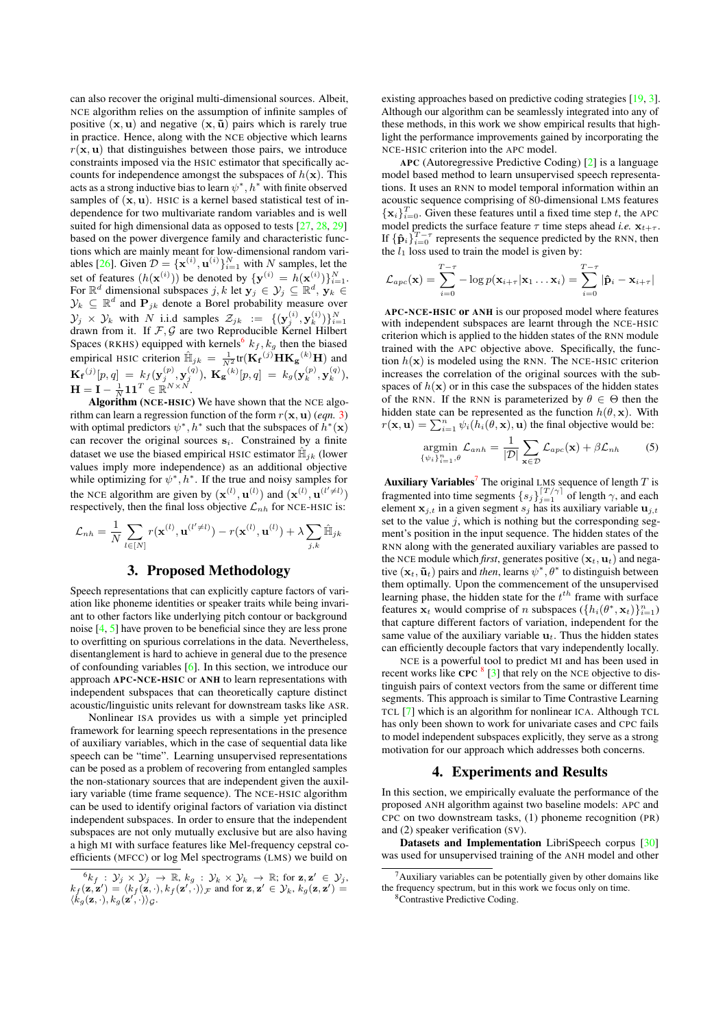can also recover the original multi-dimensional sources. Albeit, NCE algorithm relies on the assumption of infinite samples of positive $(\mathbf{x}, \mathbf{u})$ and negative $(\mathbf{x}, \tilde{\mathbf{u}})$ pairs which is rarely true in practice. Hence, along with the NCE objective which learns $r(\mathbf{x}, \mathbf{u})$ that distinguishes between those pairs, we introduce constraints imposed via the HSIC estimator that specifically accounts for independence amongst the subspaces of $h(\mathbf{x})$. This acts as a strong inductive bias to learn $\psi^*, h^*$ with finite observed samples of $(\mathbf{x}, \mathbf{u})$. HSIC is a kernel based statistical test of independence for two multivariate random variables and is well suited for high dimensional data as opposed to tests [27, 28, 29] based on the power divergence family and characteristic functions which are mainly meant for low-dimensional random variables [26]. Given $\mathcal{D} = \{\mathbf{x}^{(i)}, \mathbf{u}^{(i)}\}_{i=1}^N$ with $N$ samples, let the set of features $(h(\mathbf{x}^{(i)}))$ be denoted by $\{\mathbf{y}^{(i)} = h(\mathbf{x}^{(i)})\}_{i=1}^N$. For $\mathbb{R}^d$ dimensional subspaces $j, k$ let $\mathbf{y}_j \in \mathcal{Y}_j \subseteq \mathbb{R}^d$, $\mathbf{y}_k \in \mathcal{Y}_k \subseteq \mathbb{R}^d$ and $\mathbf{P}_{jk}$ denote a Borel probability measure over $\mathcal{Y}_j \times \mathcal{Y}_k$ with $N$ i.i.d samples $\mathcal{Z}_{jk} := \{(\mathbf{y}_j^{(i)}, \mathbf{y}_k^{(i)})\}_{i=1}^N$ drawn from it. If $\mathcal{F}, \mathcal{G}$ are two Reproducible Kernel Hilbert Spaces (RKHS) equipped with kernels[6] $k_f, k_g$ then the biased empirical HSIC criterion $\hat{\mathbb{H}}_{jk} = \frac{1}{N^2}\text{tr}(\mathbf{K_f}^{(j)}\mathbf{H}\mathbf{K_g}^{(k)}\mathbf{H})$ and $\mathbf{K_f}^{(j)}[p,q] = k_f(\mathbf{y}_j^{(p)}, \mathbf{y}_j^{(q)})$, $\mathbf{K_g}^{(k)}[p,q] = k_g(\mathbf{y}_k^{(p)}, \mathbf{y}_k^{(q)})$, $\mathbf{H} = \mathbf{I} - \frac{1}{N}\mathbf{1}\mathbf{1}^T \in \mathbb{R}^{N \times N}$.

**Algorithm (NCE-HSIC)** We have shown that the NCE algorithm can learn a regression function of the form $r(\mathbf{x}, \mathbf{u})$ (*eqn.* 3) with optimal predictors $\psi^*, h^*$ such that the subspaces of $h^*(\mathbf{x})$ can recover the original sources $\mathbf{s}_i$. Constrained by a finite dataset we use the biased empirical HSIC estimator $\hat{\mathbb{H}}_{jk}$ (lower values imply more independence) as an additional objective while optimizing for $\psi^*, h^*$. If the true and noisy samples for the NCE algorithm are given by $(\mathbf{x}^{(l)}, \mathbf{u}^{(l)})$ and $(\mathbf{x}^{(l)}, \mathbf{u}^{(l' \neq l)})$ respectively, then the final loss objective $\mathcal{L}_{nh}$ for NCE-HSIC is:

$$\mathcal{L}_{nh} = \frac{1}{N}\sum_{l \in [N]} r(\mathbf{x}^{(l)}, \mathbf{u}^{(l' \neq l)}) - r(\mathbf{x}^{(l)}, \mathbf{u}^{(l)}) + \lambda \sum_{j,k} \hat{\mathbb{H}}_{jk}$$

## 3. Proposed Methodology

Speech representations that can explicitly capture factors of variation like phoneme identities or speaker traits while being invariant to other factors like underlying pitch contour or background noise [4, 5] have proven to be beneficial since they are less prone to overfitting on spurious correlations in the data. Nevertheless, disentanglement is hard to achieve in general due to the presence of confounding variables [6]. In this section, we introduce our approach **APC-NCE-HSIC** or **ANH** to learn representations with independent subspaces that can theoretically capture distinct acoustic/linguistic units relevant for downstream tasks like ASR.

Nonlinear ISA provides us with a simple yet principled framework for learning speech representations in the presence of auxiliary variables, which in the case of sequential data like speech can be "time". Learning unsupervised representations can be posed as a problem of recovering from entangled samples the non-stationary sources that are independent given the auxiliary variable (time frame sequence). The NCE-HSIC algorithm can be used to identify original factors of variation via distinct independent subspaces. In order to ensure that the independent subspaces are not only mutually exclusive but are also having a high MI with surface features like Mel-frequency cepstral coefficients (MFCC) or log Mel spectrograms (LMS) we build on existing approaches based on predictive coding strategies [19, 3]. Although our algorithm can be seamlessly integrated into any of these methods, in this work we show empirical results that highlight the performance improvements gained by incorporating the NCE-HSIC criterion into the APC model.

**APC** (Autoregressive Predictive Coding) [2] is a language model based method to learn unsupervised speech representations. It uses an RNN to model temporal information within an acoustic sequence comprising of 80-dimensional LMS features $\{\mathbf{x}_i\}_{i=0}^T$. Given these features until a fixed time step $t$, the APC model predicts the surface feature $\tau$ time steps ahead *i.e.* $\mathbf{x}_{t+\tau}$. If $\{\hat{\mathbf{p}}_i\}_{i=0}^{T-\tau}$ represents the sequence predicted by the RNN, then the $l_1$ loss used to train the model is given by:

$$\mathcal{L}_{apc}(\mathbf{x}) = \sum_{i=0}^{T-\tau} -\log p(\mathbf{x}_{i+\tau}|\mathbf{x}_1 \ldots \mathbf{x}_i) = \sum_{i=0}^{T-\tau} |\hat{\mathbf{p}}_i - \mathbf{x}_{i+\tau}|$$

**APC-NCE-HSIC or ANH** is our proposed model where features with independent subspaces are learnt through the NCE-HSIC criterion which is applied to the hidden states of the RNN module trained with the APC objective above. Specifically, the function $h(\mathbf{x})$ is modeled using the RNN. The NCE-HSIC criterion increases the correlation of the original sources with the subspaces of $h(\mathbf{x})$ or in this case the subspaces of the hidden states of the RNN. If the RNN is parameterized by $\theta \in \Theta$ then the hidden state can be represented as the function $h(\theta, \mathbf{x})$. With $r(\mathbf{x}, \mathbf{u}) = \sum_{i=1}^n \psi_i(h_i(\theta, \mathbf{x}), \mathbf{u})$ the final objective would be:

$$\underset{\{\psi_i\}_{i=1}^n, \theta}{\text{argmin}} \; \mathcal{L}_{anh} = \frac{1}{|\mathcal{D}|}\sum_{\mathbf{x} \in \mathcal{D}} \mathcal{L}_{apc}(\mathbf{x}) + \beta \mathcal{L}_{nh} \tag{5}$$

**Auxiliary Variables**[7] The original LMS sequence of length $T$ is fragmented into time segments $\{s_j\}_{j=1}^{\lceil T/\gamma \rceil}$ of length $\gamma$, and each element $\mathbf{x}_{j,t}$ in a given segment $s_j$ has its auxiliary variable $\mathbf{u}_{j,t}$ set to the value $j$, which is nothing but the corresponding segment's position in the input sequence. The hidden states of the RNN along with the generated auxiliary variables are passed to the NCE module which *first*, generates positive $(\mathbf{x}_t, \mathbf{u}_t)$ and negative $(\mathbf{x}_t, \tilde{\mathbf{u}}_t)$ pairs and *then*, learns $\psi^*, \theta^*$ to distinguish between them optimally. Upon the commencement of the unsupervised learning phase, the hidden state for the $t^{th}$ frame with surface features $\mathbf{x}_t$ would comprise of $n$ subspaces $(\{h_i(\theta^*, \mathbf{x}_t)\}_{i=1}^n)$ that capture different factors of variation, independent for the same value of the auxiliary variable $\mathbf{u}_t$. Thus the hidden states can efficiently decouple factors that vary independently locally.

NCE is a powerful tool to predict MI and has been used in recent works like **CPC** [8] [3] that rely on the NCE objective to distinguish pairs of context vectors from the same or different time segments. This approach is similar to Time Contrastive Learning TCL [7] which is an algorithm for nonlinear ICA. Although TCL has only been shown to work for univariate cases and CPC fails to model independent subspaces explicitly, they serve as a strong motivation for our approach which addresses both concerns.

## 4. Experiments and Results

In this section, we empirically evaluate the performance of the proposed ANH algorithm against two baseline models: APC and CPC on two downstream tasks, (1) phoneme recognition (PR) and (2) speaker verification (SV).

**Datasets and Implementation** LibriSpeech corpus [30] was used for unsupervised training of the ANH model and other

---

[6] $k_f : \mathcal{Y}_j \times \mathcal{Y}_j \to \mathbb{R}$, $k_g : \mathcal{Y}_k \times \mathcal{Y}_k \to \mathbb{R}$; for $\mathbf{z}, \mathbf{z}' \in \mathcal{Y}_j$, $k_f(\mathbf{z}, \mathbf{z}') = \langle k_f(\mathbf{z}, \cdot), k_f(\mathbf{z}', \cdot)\rangle_{\mathcal{F}}$ and for $\mathbf{z}, \mathbf{z}' \in \mathcal{Y}_k$, $k_g(\mathbf{z}, \mathbf{z}') = \langle k_g(\mathbf{z}, \cdot), k_g(\mathbf{z}', \cdot)\rangle_{\mathcal{G}}$.

[7] Auxiliary variables can be potentially given by other domains like the frequency spectrum, but in this work we focus only on time.

[8] Contrastive Predictive Coding.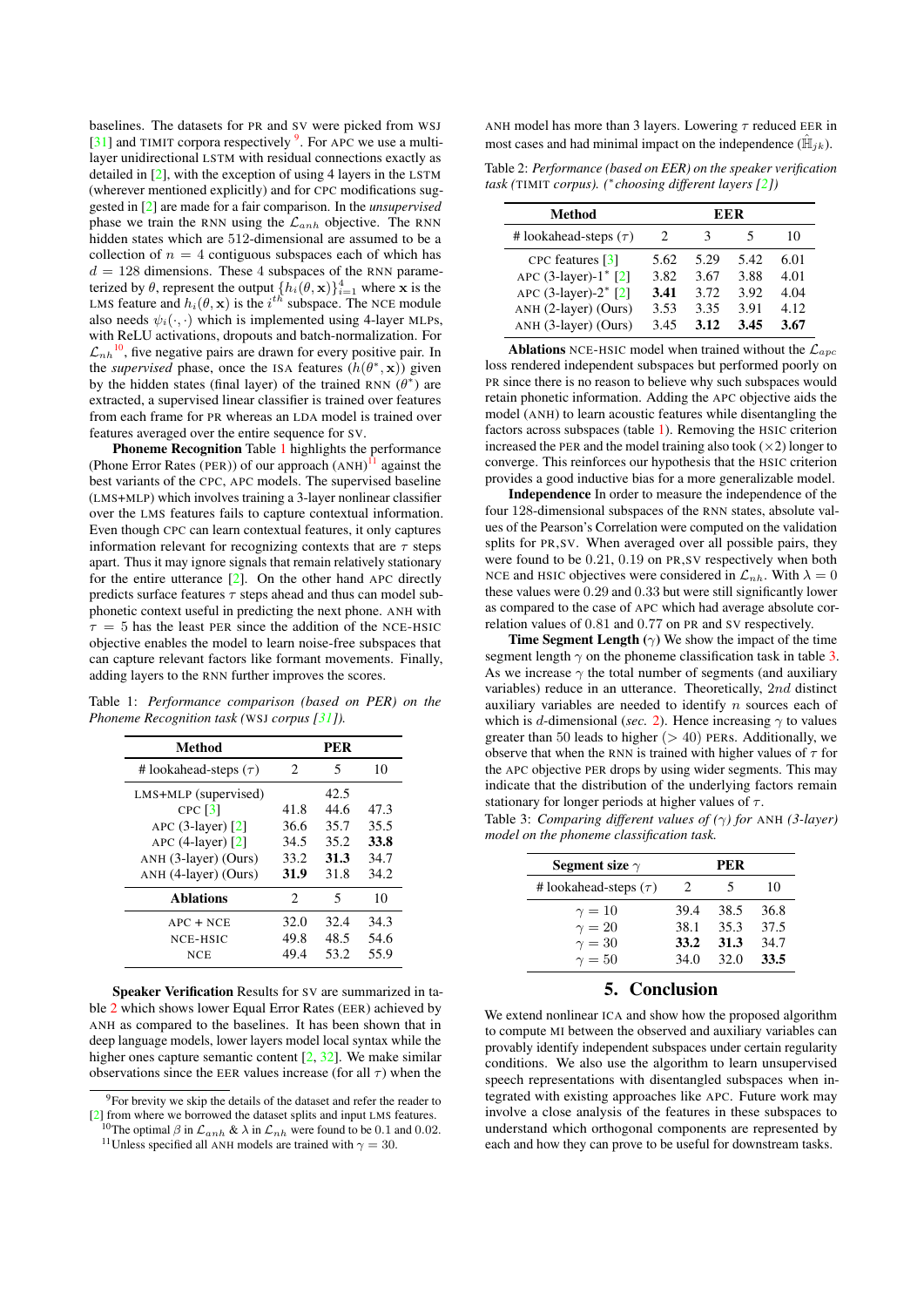baselines. The datasets for PR and SV were picked from WSJ [31] and TIMIT corpora respectively [9]. For APC we use a multi-layer unidirectional LSTM with residual connections exactly as detailed in [2], with the exception of using 4 layers in the LSTM (wherever mentioned explicitly) and for CPC modifications suggested in [2] are made for a fair comparison. In the *unsupervised* phase we train the RNN using the $\mathcal{L}_{anh}$ objective. The RNN hidden states which are 512-dimensional are assumed to be a collection of $n = 4$ contiguous subspaces each of which has $d = 128$ dimensions. These 4 subspaces of the RNN parameterized by $\theta$, represent the output $\{h_i(\theta, \mathbf{x})\}_{i=1}^{4}$ where $\mathbf{x}$ is the LMS feature and $h_i(\theta, \mathbf{x})$ is the $i^{th}$ subspace. The NCE module also needs $\psi_i(\cdot, \cdot)$ which is implemented using 4-layer MLPs, with ReLU activations, dropouts and batch-normalization. For $\mathcal{L}_{nh}$ [10], five negative pairs are drawn for every positive pair. In the *supervised* phase, once the ISA features ($h(\theta^*, \mathbf{x})$) given by the hidden states (final layer) of the trained RNN ($\theta^*$) are extracted, a supervised linear classifier is trained over features from each frame for PR whereas an LDA model is trained over features averaged over the entire sequence for SV.

**Phoneme Recognition** Table 1 highlights the performance (Phone Error Rates (PER)) of our approach (ANH)[11] against the best variants of the CPC, APC models. The supervised baseline (LMS+MLP) which involves training a 3-layer nonlinear classifier over the LMS features fails to capture contextual information. Even though CPC can learn contextual features, it only captures information relevant for recognizing contexts that are $\tau$ steps apart. Thus it may ignore signals that remain relatively stationary for the entire utterance [2]. On the other hand APC directly predicts surface features $\tau$ steps ahead and thus can model sub-phonetic context useful in predicting the next phone. ANH with $\tau = 5$ has the least PER since the addition of the NCE-HSIC objective enables the model to learn noise-free subspaces that can capture relevant factors like formant movements. Finally, adding layers to the RNN further improves the scores.

Table 1: *Performance comparison (based on PER) on the Phoneme Recognition task (WSJ corpus [31]).*

| Method | PER | | |
|---|---|---|---|
| # lookahead-steps ($\tau$) | 2 | 5 | 10 |
| LMS+MLP (supervised) | | 42.5 | |
| CPC [3] | 41.8 | 44.6 | 47.3 |
| APC (3-layer) [2] | 36.6 | 35.7 | 35.5 |
| APC (4-layer) [2] | 34.5 | 35.2 | **33.8** |
| ANH (3-layer) (Ours) | 33.2 | **31.3** | 34.7 |
| ANH (4-layer) (Ours) | **31.9** | 31.8 | 34.2 |
| **Ablations** | 2 | 5 | 10 |
| APC + NCE | 32.0 | 32.4 | 34.3 |
| NCE-HSIC | 49.8 | 48.5 | 54.6 |
| NCE | 49.4 | 53.2 | 55.9 |

**Speaker Verification** Results for SV are summarized in table 2 which shows lower Equal Error Rates (EER) achieved by ANH as compared to the baselines. It has been shown that in deep language models, lower layers model local syntax while the higher ones capture semantic content [2, 32]. We make similar observations since the EER values increase (for all $\tau$) when the ANH model has more than 3 layers. Lowering $\tau$ reduced EER in most cases and had minimal impact on the independence ($\hat{\mathbb{H}}_{jk}$).

Table 2: *Performance (based on EER) on the speaker verification task (TIMIT corpus). (*choosing different layers [2])*

| Method | EER | | | |
|---|---|---|---|---|
| # lookahead-steps ($\tau$) | 2 | 3 | 5 | 10 |
| CPC features [3] | 5.62 | 5.29 | 5.42 | 6.01 |
| APC (3-layer)-1* [2] | 3.82 | 3.67 | 3.88 | 4.01 |
| APC (3-layer)-2* [2] | **3.41** | 3.72 | 3.92 | 4.04 |
| ANH (2-layer) (Ours) | 3.53 | 3.35 | 3.91 | 4.12 |
| ANH (3-layer) (Ours) | 3.45 | **3.12** | **3.45** | **3.67** |

**Ablations** NCE-HSIC model when trained without the $\mathcal{L}_{apc}$ loss rendered independent subspaces but performed poorly on PR since there is no reason to believe why such subspaces would retain phonetic information. Adding the APC objective aids the model (ANH) to learn acoustic features while disentangling the factors across subspaces (table 1). Removing the HSIC criterion increased the PER and the model training also took ($\times 2$) longer to converge. This reinforces our hypothesis that the HSIC criterion provides a good inductive bias for a more generalizable model.

**Independence** In order to measure the independence of the four 128-dimensional subspaces of the RNN states, absolute values of the Pearson's Correlation were computed on the validation splits for PR,SV. When averaged over all possible pairs, they were found to be 0.21, 0.19 on PR,SV respectively when both NCE and HSIC objectives were considered in $\mathcal{L}_{nh}$. With $\lambda = 0$ these values were 0.29 and 0.33 but were still significantly lower as compared to the case of APC which had average absolute correlation values of 0.81 and 0.77 on PR and SV respectively.

**Time Segment Length** ($\gamma$) We show the impact of the time segment length $\gamma$ on the phoneme classification task in table 3. As we increase $\gamma$ the total number of segments (and auxiliary variables) reduce in an utterance. Theoretically, $2nd$ distinct auxiliary variables are needed to identify $n$ sources each of which is $d$-dimensional (*sec.* 2). Hence increasing $\gamma$ to values greater than 50 leads to higher ($> 40$) PERs. Additionally, we observe that when the RNN is trained with higher values of $\tau$ for the APC objective PER drops by using wider segments. This may indicate that the distribution of the underlying factors remain stationary for longer periods at higher values of $\tau$.

Table 3: *Comparing different values of ($\gamma$) for ANH (3-layer) model on the phoneme classification task.*

| Segment size $\gamma$ | PER | | |
|---|---|---|---|
| # lookahead-steps ($\tau$) | 2 | 5 | 10 |
| $\gamma = 10$ | 39.4 | 38.5 | 36.8 |
| $\gamma = 20$ | 38.1 | 35.3 | 37.5 |
| $\gamma = 30$ | **33.2** | **31.3** | 34.7 |
| $\gamma = 50$ | 34.0 | 32.0 | **33.5** |

## 5. Conclusion

We extend nonlinear ICA and show how the proposed algorithm to compute MI between the observed and auxiliary variables can provably identify independent subspaces under certain regularity conditions. We also use the algorithm to learn unsupervised speech representations with disentangled subspaces when integrated with existing approaches like APC. Future work may involve a close analysis of the features in these subspaces to understand which orthogonal components are represented by each and how they can prove to be useful for downstream tasks.

[9] For brevity we skip the details of the dataset and refer the reader to [2] from where we borrowed the dataset splits and input LMS features.

[10] The optimal $\beta$ in $\mathcal{L}_{anh}$ & $\lambda$ in $\mathcal{L}_{nh}$ were found to be 0.1 and 0.02.

[11] Unless specified all ANH models are trained with $\gamma = 30$.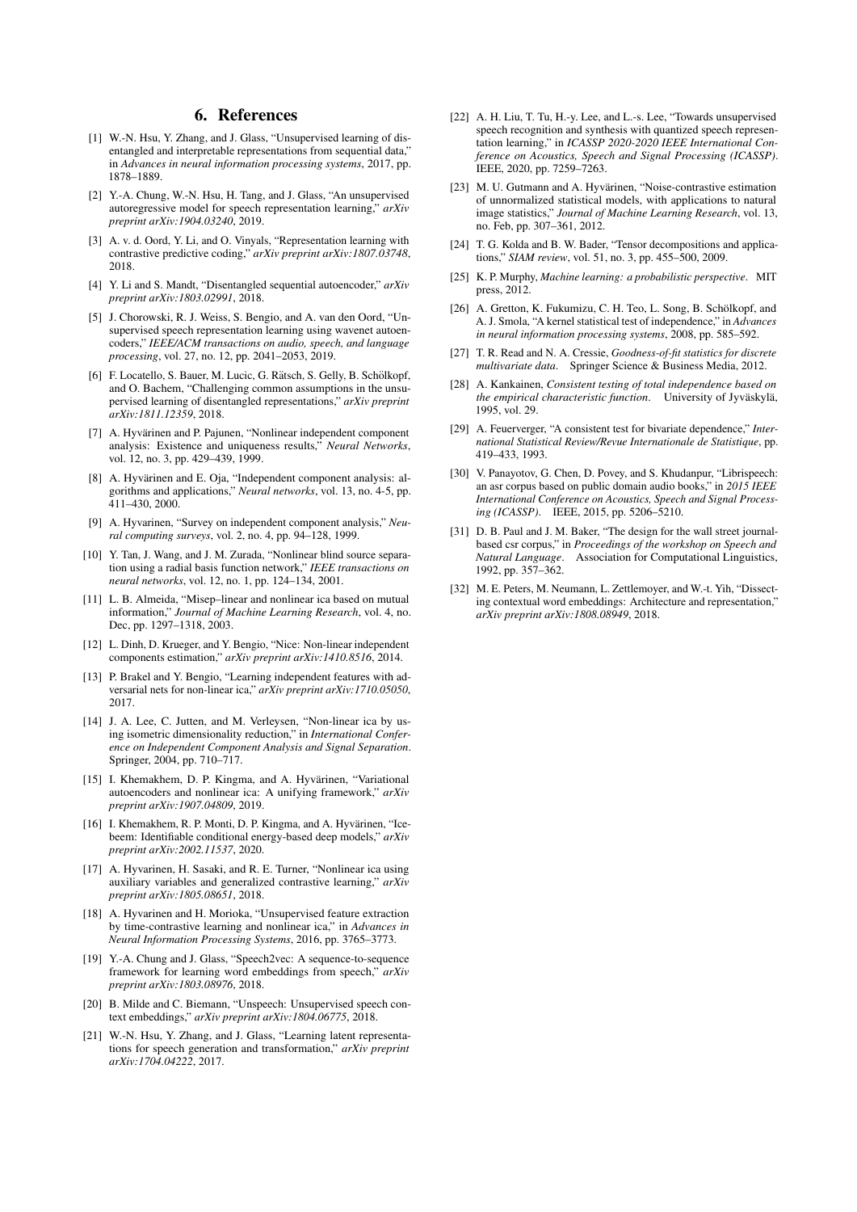## 6. References

[1] W.-N. Hsu, Y. Zhang, and J. Glass, "Unsupervised learning of disentangled and interpretable representations from sequential data," in *Advances in neural information processing systems*, 2017, pp. 1878–1889.

[2] Y.-A. Chung, W.-N. Hsu, H. Tang, and J. Glass, "An unsupervised autoregressive model for speech representation learning," *arXiv preprint arXiv:1904.03240*, 2019.

[3] A. v. d. Oord, Y. Li, and O. Vinyals, "Representation learning with contrastive predictive coding," *arXiv preprint arXiv:1807.03748*, 2018.

[4] Y. Li and S. Mandt, "Disentangled sequential autoencoder," *arXiv preprint arXiv:1803.02991*, 2018.

[5] J. Chorowski, R. J. Weiss, S. Bengio, and A. van den Oord, "Unsupervised speech representation learning using wavenet autoencoders," *IEEE/ACM transactions on audio, speech, and language processing*, vol. 27, no. 12, pp. 2041–2053, 2019.

[6] F. Locatello, S. Bauer, M. Lucic, G. Rätsch, S. Gelly, B. Schölkopf, and O. Bachem, "Challenging common assumptions in the unsupervised learning of disentangled representations," *arXiv preprint arXiv:1811.12359*, 2018.

[7] A. Hyvärinen and P. Pajunen, "Nonlinear independent component analysis: Existence and uniqueness results," *Neural Networks*, vol. 12, no. 3, pp. 429–439, 1999.

[8] A. Hyvärinen and E. Oja, "Independent component analysis: algorithms and applications," *Neural networks*, vol. 13, no. 4-5, pp. 411–430, 2000.

[9] A. Hyvarinen, "Survey on independent component analysis," *Neural computing surveys*, vol. 2, no. 4, pp. 94–128, 1999.

[10] Y. Tan, J. Wang, and J. M. Zurada, "Nonlinear blind source separation using a radial basis function network," *IEEE transactions on neural networks*, vol. 12, no. 1, pp. 124–134, 2001.

[11] L. B. Almeida, "Misep–linear and nonlinear ica based on mutual information," *Journal of Machine Learning Research*, vol. 4, no. Dec, pp. 1297–1318, 2003.

[12] L. Dinh, D. Krueger, and Y. Bengio, "Nice: Non-linear independent components estimation," *arXiv preprint arXiv:1410.8516*, 2014.

[13] P. Brakel and Y. Bengio, "Learning independent features with adversarial nets for non-linear ica," *arXiv preprint arXiv:1710.05050*, 2017.

[14] J. A. Lee, C. Jutten, and M. Verleysen, "Non-linear ica by using isometric dimensionality reduction," in *International Conference on Independent Component Analysis and Signal Separation*. Springer, 2004, pp. 710–717.

[15] I. Khemakhem, D. P. Kingma, and A. Hyvärinen, "Variational autoencoders and nonlinear ica: A unifying framework," *arXiv preprint arXiv:1907.04809*, 2019.

[16] I. Khemakhem, R. P. Monti, D. P. Kingma, and A. Hyvärinen, "Ice-beem: Identifiable conditional energy-based deep models," *arXiv preprint arXiv:2002.11537*, 2020.

[17] A. Hyvarinen, H. Sasaki, and R. E. Turner, "Nonlinear ica using auxiliary variables and generalized contrastive learning," *arXiv preprint arXiv:1805.08651*, 2018.

[18] A. Hyvarinen and H. Morioka, "Unsupervised feature extraction by time-contrastive learning and nonlinear ica," in *Advances in Neural Information Processing Systems*, 2016, pp. 3765–3773.

[19] Y.-A. Chung and J. Glass, "Speech2vec: A sequence-to-sequence framework for learning word embeddings from speech," *arXiv preprint arXiv:1803.08976*, 2018.

[20] B. Milde and C. Biemann, "Unspeech: Unsupervised speech context embeddings," *arXiv preprint arXiv:1804.06775*, 2018.

[21] W.-N. Hsu, Y. Zhang, and J. Glass, "Learning latent representations for speech generation and transformation," *arXiv preprint arXiv:1704.04222*, 2017.

[22] A. H. Liu, T. Tu, H.-y. Lee, and L.-s. Lee, "Towards unsupervised speech recognition and synthesis with quantized speech representation learning," in *ICASSP 2020-2020 IEEE International Conference on Acoustics, Speech and Signal Processing (ICASSP)*. IEEE, 2020, pp. 7259–7263.

[23] M. U. Gutmann and A. Hyvärinen, "Noise-contrastive estimation of unnormalized statistical models, with applications to natural image statistics," *Journal of Machine Learning Research*, vol. 13, no. Feb, pp. 307–361, 2012.

[24] T. G. Kolda and B. W. Bader, "Tensor decompositions and applications," *SIAM review*, vol. 51, no. 3, pp. 455–500, 2009.

[25] K. P. Murphy, *Machine learning: a probabilistic perspective*. MIT press, 2012.

[26] A. Gretton, K. Fukumizu, C. H. Teo, L. Song, B. Schölkopf, and A. J. Smola, "A kernel statistical test of independence," in *Advances in neural information processing systems*, 2008, pp. 585–592.

[27] T. R. Read and N. A. Cressie, *Goodness-of-fit statistics for discrete multivariate data*. Springer Science & Business Media, 2012.

[28] A. Kankainen, *Consistent testing of total independence based on the empirical characteristic function*. University of Jyväskylä, 1995, vol. 29.

[29] A. Feuerverger, "A consistent test for bivariate dependence," *International Statistical Review/Revue Internationale de Statistique*, pp. 419–433, 1993.

[30] V. Panayotov, G. Chen, D. Povey, and S. Khudanpur, "Librispeech: an asr corpus based on public domain audio books," in *2015 IEEE International Conference on Acoustics, Speech and Signal Processing (ICASSP)*. IEEE, 2015, pp. 5206–5210.

[31] D. B. Paul and J. M. Baker, "The design for the wall street journal-based csr corpus," in *Proceedings of the workshop on Speech and Natural Language*. Association for Computational Linguistics, 1992, pp. 357–362.

[32] M. E. Peters, M. Neumann, L. Zettlemoyer, and W.-t. Yih, "Dissecting contextual word embeddings: Architecture and representation," *arXiv preprint arXiv:1808.08949*, 2018.